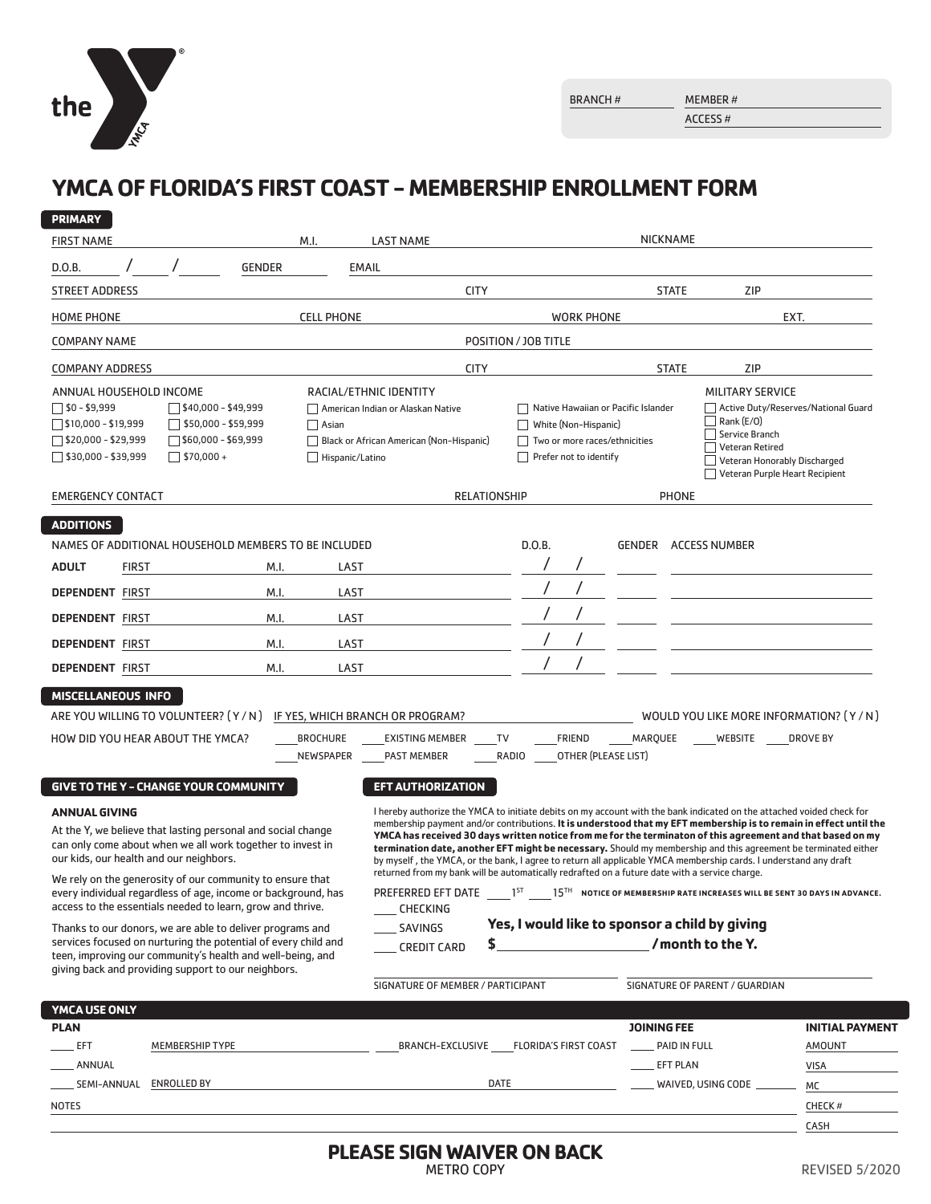the YMCA

BRANCH # MEMBER #
ACCESS #

# YMCA OF FLORIDA'S FIRST COAST – MEMBERSHIP ENROLLMENT FORM

## PRIMARY

FIRST NAME ____ M.I. ____ LAST NAME ____ NICKNAME ____

D.O.B. ___ / ___ / ___ GENDER ____ EMAIL ____

STREET ADDRESS ____ CITY ____ STATE ____ ZIP ____

HOME PHONE ____ CELL PHONE ____ WORK PHONE ____ EXT. ____

COMPANY NAME ____ POSITION / JOB TITLE ____

COMPANY ADDRESS ____ CITY ____ STATE ____ ZIP ____

**ANNUAL HOUSEHOLD INCOME**
- ☐ $0 - $9,999
- ☐ $10,000 - $19,999
- ☐ $20,000 - $29,999
- ☐ $30,000 - $39,999
- ☐ $40,000 - $49,999
- ☐ $50,000 - $59,999
- ☐ $60,000 - $69,999
- ☐ $70,000 +

**RACIAL/ETHNIC IDENTITY**
- ☐ American Indian or Alaskan Native
- ☐ Asian
- ☐ Black or African American (Non-Hispanic)
- ☐ Hispanic/Latino
- ☐ Native Hawaiian or Pacific Islander
- ☐ White (Non-Hispanic)
- ☐ Two or more races/ethnicities
- ☐ Prefer not to identify

**MILITARY SERVICE**
- ☐ Active Duty/Reserves/National Guard
- ☐ Rank (E/O)
- ☐ Service Branch
- ☐ Veteran Retired
- ☐ Veteran Honorably Discharged
- ☐ Veteran Purple Heart Recipient

EMERGENCY CONTACT ____ RELATIONSHIP ____ PHONE ____

## ADDITIONS

NAMES OF ADDITIONAL HOUSEHOLD MEMBERS TO BE INCLUDED

| | FIRST | M.I. | LAST | D.O.B. | GENDER | ACCESS NUMBER |
|---|---|---|---|---|---|---|
| **ADULT** | | | | / / | | |
| **DEPENDENT** | | | | / / | | |
| **DEPENDENT** | | | | / / | | |
| **DEPENDENT** | | | | / / | | |
| **DEPENDENT** | | | | / / | | |

## MISCELLANEOUS INFO

ARE YOU WILLING TO VOLUNTEER? ( Y / N ) IF YES, WHICH BRANCH OR PROGRAM? ____ WOULD YOU LIKE MORE INFORMATION? ( Y / N )

HOW DID YOU HEAR ABOUT THE YMCA? ___ BROCHURE ___ EXISTING MEMBER ___ TV ___ FRIEND ___ MARQUEE ___ WEBSITE ___ DROVE BY ___ NEWSPAPER ___ PAST MEMBER ___ RADIO ___ OTHER (PLEASE LIST)

## GIVE TO THE Y – CHANGE YOUR COMMUNITY

**ANNUAL GIVING**

At the Y, we believe that lasting personal and social change can only come about when we all work together to invest in our kids, our health and our neighbors.

We rely on the generosity of our community to ensure that every individual regardless of age, income or background, has access to the essentials needed to learn, grow and thrive.

Thanks to our donors, we are able to deliver programs and services focused on nurturing the potential of every child and teen, improving our community's health and well-being, and giving back and providing support to our neighbors.

## EFT AUTHORIZATION

I hereby authorize the YMCA to initiate debits on my account with the bank indicated on the attached voided check for membership payment and/or contributions. **It is understood that my EFT membership is to remain in effect until the YMCA has received 30 days written notice from me for the terminaton of this agreement and that based on my termination date, another EFT might be necessary.** Should my membership and this agreement be terminated either by myself , the YMCA, or the bank, I agree to return all applicable YMCA membership cards. I understand any draft returned from my bank will be automatically redrafted on a future date with a service charge.

PREFERRED EFT DATE ___ 1ST ___ 15TH **NOTICE OF MEMBERSHIP RATE INCREASES WILL BE SENT 30 DAYS IN ADVANCE.**

___ CHECKING
___ SAVINGS
___ CREDIT CARD

**Yes, I would like to sponsor a child by giving $ ____ / month to the Y.**

SIGNATURE OF MEMBER / PARTICIPANT ____ SIGNATURE OF PARENT / GUARDIAN ____

## YMCA USE ONLY

**PLAN**
- ___ EFT
- ___ ANNUAL
- ___ SEMI-ANNUAL

MEMBERSHIP TYPE ____ ___ BRANCH-EXCLUSIVE ___ FLORIDA'S FIRST COAST

ENROLLED BY ____ DATE ____

**JOINING FEE**
- ___ PAID IN FULL
- ___ EFT PLAN
- ___ WAIVED, USING CODE ____

**INITIAL PAYMENT**
- AMOUNT
- VISA
- MC
- CHECK #
- CASH

NOTES ____

**PLEASE SIGN WAIVER ON BACK**

METRO COPY

REVISED 5/2020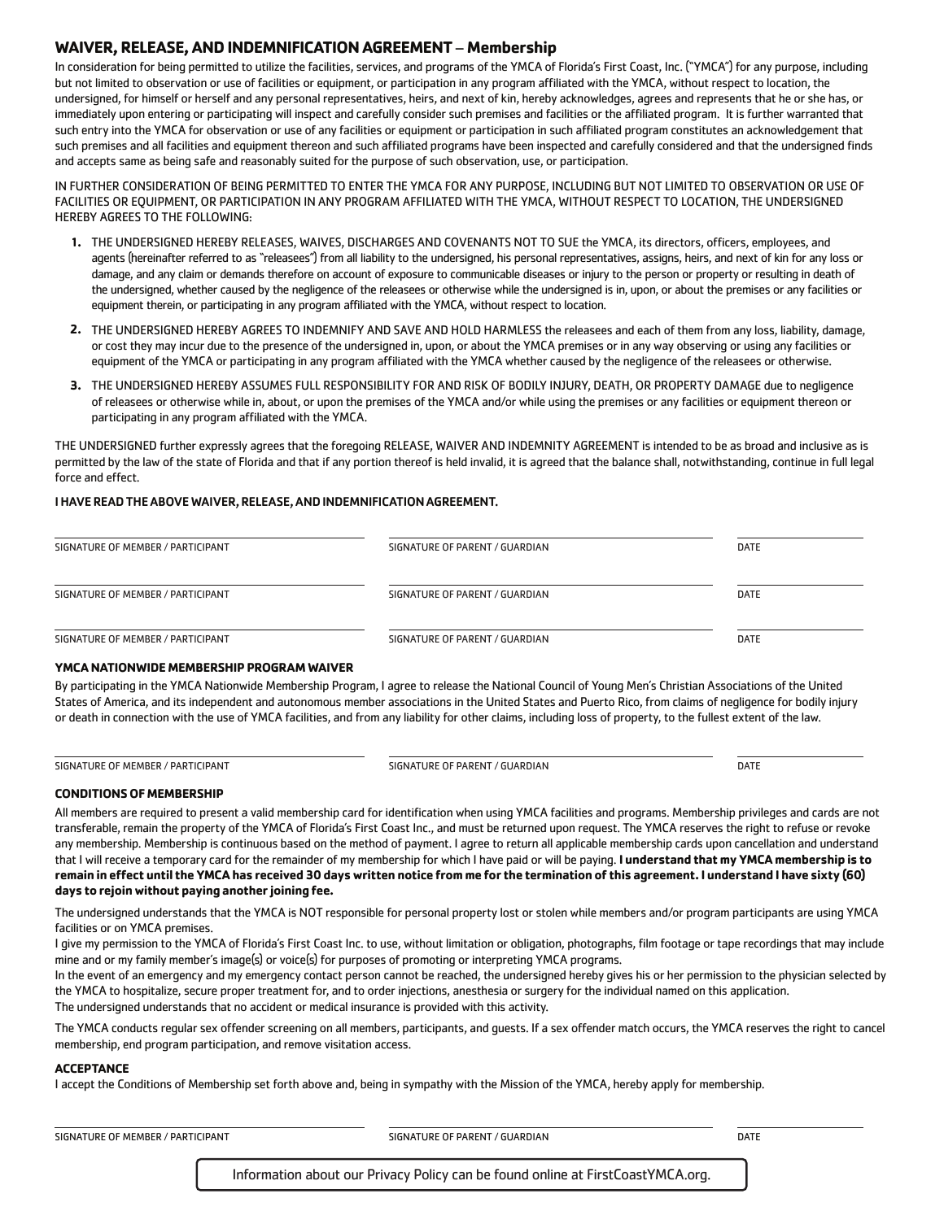## WAIVER, RELEASE, AND INDEMNIFICATION AGREEMENT – Membership

In consideration for being permitted to utilize the facilities, services, and programs of the YMCA of Florida's First Coast, Inc. ("YMCA") for any purpose, including but not limited to observation or use of facilities or equipment, or participation in any program affiliated with the YMCA, without respect to location, the undersigned, for himself or herself and any personal representatives, heirs, and next of kin, hereby acknowledges, agrees and represents that he or she has, or immediately upon entering or participating will inspect and carefully consider such premises and facilities or the affiliated program. It is further warranted that such entry into the YMCA for observation or use of any facilities or equipment or participation in such affiliated program constitutes an acknowledgement that such premises and all facilities and equipment thereon and such affiliated programs have been inspected and carefully considered and that the undersigned finds and accepts same as being safe and reasonably suited for the purpose of such observation, use, or participation.

IN FURTHER CONSIDERATION OF BEING PERMITTED TO ENTER THE YMCA FOR ANY PURPOSE, INCLUDING BUT NOT LIMITED TO OBSERVATION OR USE OF FACILITIES OR EQUIPMENT, OR PARTICIPATION IN ANY PROGRAM AFFILIATED WITH THE YMCA, WITHOUT RESPECT TO LOCATION, THE UNDERSIGNED HEREBY AGREES TO THE FOLLOWING:

1. THE UNDERSIGNED HEREBY RELEASES, WAIVES, DISCHARGES AND COVENANTS NOT TO SUE the YMCA, its directors, officers, employees, and agents (hereinafter referred to as "releasees") from all liability to the undersigned, his personal representatives, assigns, heirs, and next of kin for any loss or damage, and any claim or demands therefore on account of exposure to communicable diseases or injury to the person or property or resulting in death of the undersigned, whether caused by the negligence of the releasees or otherwise while the undersigned is in, upon, or about the premises or any facilities or equipment therein, or participating in any program affiliated with the YMCA, without respect to location.
2. THE UNDERSIGNED HEREBY AGREES TO INDEMNIFY AND SAVE AND HOLD HARMLESS the releasees and each of them from any loss, liability, damage, or cost they may incur due to the presence of the undersigned in, upon, or about the YMCA premises or in any way observing or using any facilities or equipment of the YMCA or participating in any program affiliated with the YMCA whether caused by the negligence of the releasees or otherwise.
3. THE UNDERSIGNED HEREBY ASSUMES FULL RESPONSIBILITY FOR AND RISK OF BODILY INJURY, DEATH, OR PROPERTY DAMAGE due to negligence of releasees or otherwise while in, about, or upon the premises of the YMCA and/or while using the premises or any facilities or equipment thereon or participating in any program affiliated with the YMCA.

THE UNDERSIGNED further expressly agrees that the foregoing RELEASE, WAIVER AND INDEMNITY AGREEMENT is intended to be as broad and inclusive as is permitted by the law of the state of Florida and that if any portion thereof is held invalid, it is agreed that the balance shall, notwithstanding, continue in full legal force and effect.

**I HAVE READ THE ABOVE WAIVER, RELEASE, AND INDEMNIFICATION AGREEMENT.**

| SIGNATURE OF MEMBER / PARTICIPANT | SIGNATURE OF PARENT / GUARDIAN | DATE |
|---|---|---|
| SIGNATURE OF MEMBER / PARTICIPANT | SIGNATURE OF PARENT / GUARDIAN | DATE |
| SIGNATURE OF MEMBER / PARTICIPANT | SIGNATURE OF PARENT / GUARDIAN | DATE |

### YMCA NATIONWIDE MEMBERSHIP PROGRAM WAIVER

By participating in the YMCA Nationwide Membership Program, I agree to release the National Council of Young Men's Christian Associations of the United States of America, and its independent and autonomous member associations in the United States and Puerto Rico, from claims of negligence for bodily injury or death in connection with the use of YMCA facilities, and from any liability for other claims, including loss of property, to the fullest extent of the law.

| SIGNATURE OF MEMBER / PARTICIPANT | SIGNATURE OF PARENT / GUARDIAN | DATE |
|---|---|---|

### CONDITIONS OF MEMBERSHIP

All members are required to present a valid membership card for identification when using YMCA facilities and programs. Membership privileges and cards are not transferable, remain the property of the YMCA of Florida's First Coast Inc., and must be returned upon request. The YMCA reserves the right to refuse or revoke any membership. Membership is continuous based on the method of payment. I agree to return all applicable membership cards upon cancellation and understand that I will receive a temporary card for the remainder of my membership for which I have paid or will be paying. **I understand that my YMCA membership is to remain in effect until the YMCA has received 30 days written notice from me for the termination of this agreement. I understand I have sixty (60) days to rejoin without paying another joining fee.**

The undersigned understands that the YMCA is NOT responsible for personal property lost or stolen while members and/or program participants are using YMCA facilities or on YMCA premises.

I give my permission to the YMCA of Florida's First Coast Inc. to use, without limitation or obligation, photographs, film footage or tape recordings that may include mine and or my family member's image(s) or voice(s) for purposes of promoting or interpreting YMCA programs.

In the event of an emergency and my emergency contact person cannot be reached, the undersigned hereby gives his or her permission to the physician selected by the YMCA to hospitalize, secure proper treatment for, and to order injections, anesthesia or surgery for the individual named on this application.

The undersigned understands that no accident or medical insurance is provided with this activity.

The YMCA conducts regular sex offender screening on all members, participants, and guests. If a sex offender match occurs, the YMCA reserves the right to cancel membership, end program participation, and remove visitation access.

### ACCEPTANCE

I accept the Conditions of Membership set forth above and, being in sympathy with the Mission of the YMCA, hereby apply for membership.

| SIGNATURE OF MEMBER / PARTICIPANT | SIGNATURE OF PARENT / GUARDIAN | DATE |
|---|---|---|

Information about our Privacy Policy can be found online at FirstCoastYMCA.org.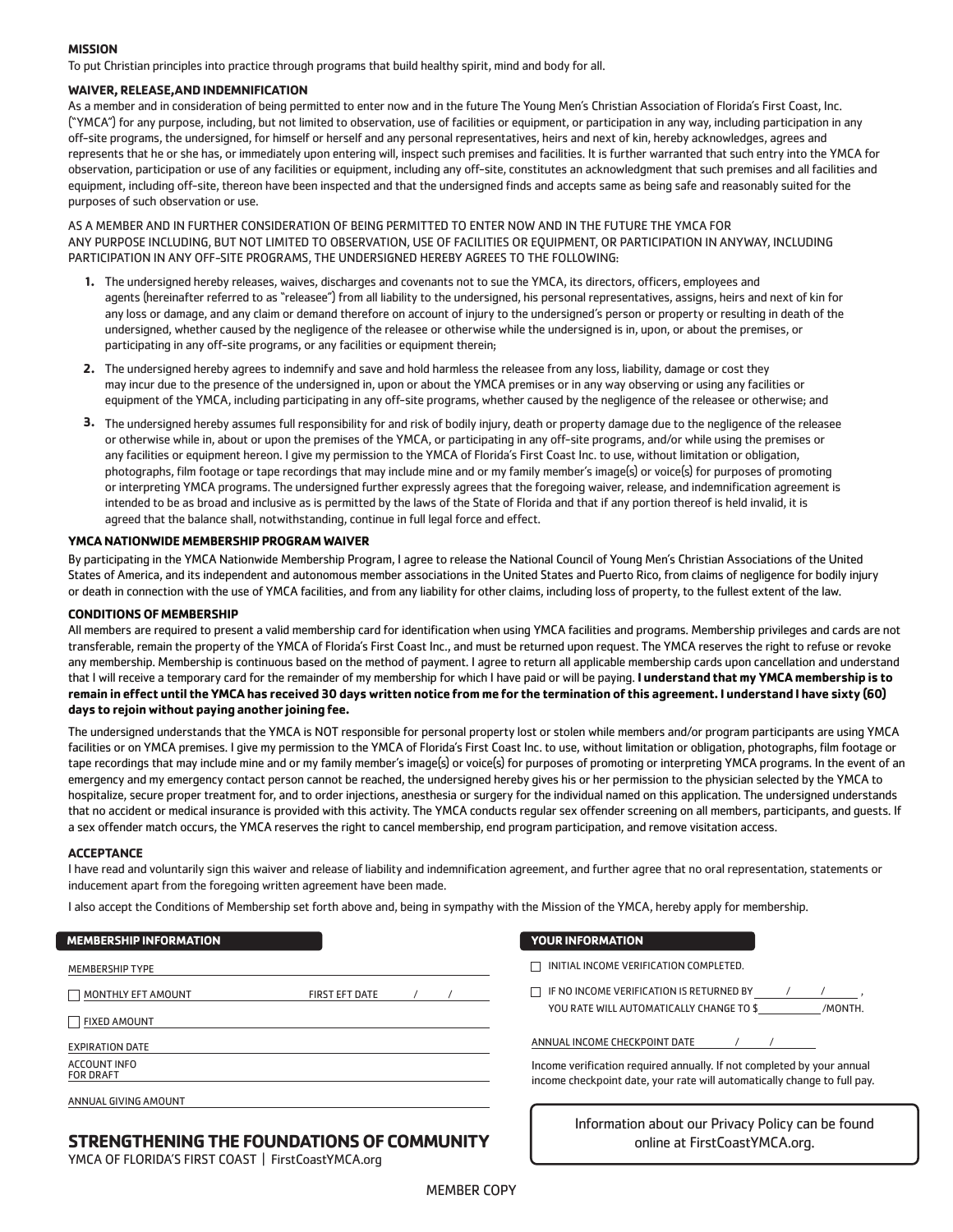**MISSION**

To put Christian principles into practice through programs that build healthy spirit, mind and body for all.

**WAIVER, RELEASE,AND INDEMNIFICATION**

As a member and in consideration of being permitted to enter now and in the future The Young Men's Christian Association of Florida's First Coast, Inc. ("YMCA") for any purpose, including, but not limited to observation, use of facilities or equipment, or participation in any way, including participation in any off-site programs, the undersigned, for himself or herself and any personal representatives, heirs and next of kin, hereby acknowledges, agrees and represents that he or she has, or immediately upon entering will, inspect such premises and facilities. It is further warranted that such entry into the YMCA for observation, participation or use of any facilities or equipment, including any off-site, constitutes an acknowledgment that such premises and all facilities and equipment, including off-site, thereon have been inspected and that the undersigned finds and accepts same as being safe and reasonably suited for the purposes of such observation or use.

AS A MEMBER AND IN FURTHER CONSIDERATION OF BEING PERMITTED TO ENTER NOW AND IN THE FUTURE THE YMCA FOR ANY PURPOSE INCLUDING, BUT NOT LIMITED TO OBSERVATION, USE OF FACILITIES OR EQUIPMENT, OR PARTICIPATION IN ANYWAY, INCLUDING PARTICIPATION IN ANY OFF-SITE PROGRAMS, THE UNDERSIGNED HEREBY AGREES TO THE FOLLOWING:

1. The undersigned hereby releases, waives, discharges and covenants not to sue the YMCA, its directors, officers, employees and agents (hereinafter referred to as "releasee") from all liability to the undersigned, his personal representatives, assigns, heirs and next of kin for any loss or damage, and any claim or demand therefore on account of injury to the undersigned's person or property or resulting in death of the undersigned, whether caused by the negligence of the releasee or otherwise while the undersigned is in, upon, or about the premises, or participating in any off-site programs, or any facilities or equipment therein;
2. The undersigned hereby agrees to indemnify and save and hold harmless the releasee from any loss, liability, damage or cost they may incur due to the presence of the undersigned in, upon or about the YMCA premises or in any way observing or using any facilities or equipment of the YMCA, including participating in any off-site programs, whether caused by the negligence of the releasee or otherwise; and
3. The undersigned hereby assumes full responsibility for and risk of bodily injury, death or property damage due to the negligence of the releasee or otherwise while in, about or upon the premises of the YMCA, or participating in any off-site programs, and/or while using the premises or any facilities or equipment hereon. I give my permission to the YMCA of Florida's First Coast Inc. to use, without limitation or obligation, photographs, film footage or tape recordings that may include mine and or my family member's image(s) or voice(s) for purposes of promoting or interpreting YMCA programs. The undersigned further expressly agrees that the foregoing waiver, release, and indemnification agreement is intended to be as broad and inclusive as is permitted by the laws of the State of Florida and that if any portion thereof is held invalid, it is agreed that the balance shall, notwithstanding, continue in full legal force and effect.

**YMCA NATIONWIDE MEMBERSHIP PROGRAM WAIVER**

By participating in the YMCA Nationwide Membership Program, I agree to release the National Council of Young Men's Christian Associations of the United States of America, and its independent and autonomous member associations in the United States and Puerto Rico, from claims of negligence for bodily injury or death in connection with the use of YMCA facilities, and from any liability for other claims, including loss of property, to the fullest extent of the law.

**CONDITIONS OF MEMBERSHIP**

All members are required to present a valid membership card for identification when using YMCA facilities and programs. Membership privileges and cards are not transferable, remain the property of the YMCA of Florida's First Coast Inc., and must be returned upon request. The YMCA reserves the right to refuse or revoke any membership. Membership is continuous based on the method of payment. I agree to return all applicable membership cards upon cancellation and understand that I will receive a temporary card for the remainder of my membership for which I have paid or will be paying. **I understand that my YMCA membership is to remain in effect until the YMCA has received 30 days written notice from me for the termination of this agreement. I understand I have sixty (60) days to rejoin without paying another joining fee.**

The undersigned understands that the YMCA is NOT responsible for personal property lost or stolen while members and/or program participants are using YMCA facilities or on YMCA premises. I give my permission to the YMCA of Florida's First Coast Inc. to use, without limitation or obligation, photographs, film footage or tape recordings that may include mine and or my family member's image(s) or voice(s) for purposes of promoting or interpreting YMCA programs. In the event of an emergency and my emergency contact person cannot be reached, the undersigned hereby gives his or her permission to the physician selected by the YMCA to hospitalize, secure proper treatment for, and to order injections, anesthesia or surgery for the individual named on this application. The undersigned understands that no accident or medical insurance is provided with this activity. The YMCA conducts regular sex offender screening on all members, participants, and guests. If a sex offender match occurs, the YMCA reserves the right to cancel membership, end program participation, and remove visitation access.

**ACCEPTANCE**

I have read and voluntarily sign this waiver and release of liability and indemnification agreement, and further agree that no oral representation, statements or inducement apart from the foregoing written agreement have been made.

I also accept the Conditions of Membership set forth above and, being in sympathy with the Mission of the YMCA, hereby apply for membership.

**MEMBERSHIP INFORMATION**

MEMBERSHIP TYPE ____________

☐ MONTHLY EFT AMOUNT ____________ FIRST EFT DATE ___/___/___

☐ FIXED AMOUNT ____________

EXPIRATION DATE ____________

ACCOUNT INFO FOR DRAFT ____________

ANNUAL GIVING AMOUNT ____________

**YOUR INFORMATION**

☐ INITIAL INCOME VERIFICATION COMPLETED.

☐ IF NO INCOME VERIFICATION IS RETURNED BY ___/___/___, YOU RATE WILL AUTOMATICALLY CHANGE TO $________/MONTH.

ANNUAL INCOME CHECKPOINT DATE ___/___/___

Income verification required annually. If not completed by your annual income checkpoint date, your rate will automatically change to full pay.

Information about our Privacy Policy can be found online at FirstCoastYMCA.org.

## STRENGTHENING THE FOUNDATIONS OF COMMUNITY

YMCA OF FLORIDA'S FIRST COAST | FirstCoastYMCA.org

MEMBER COPY